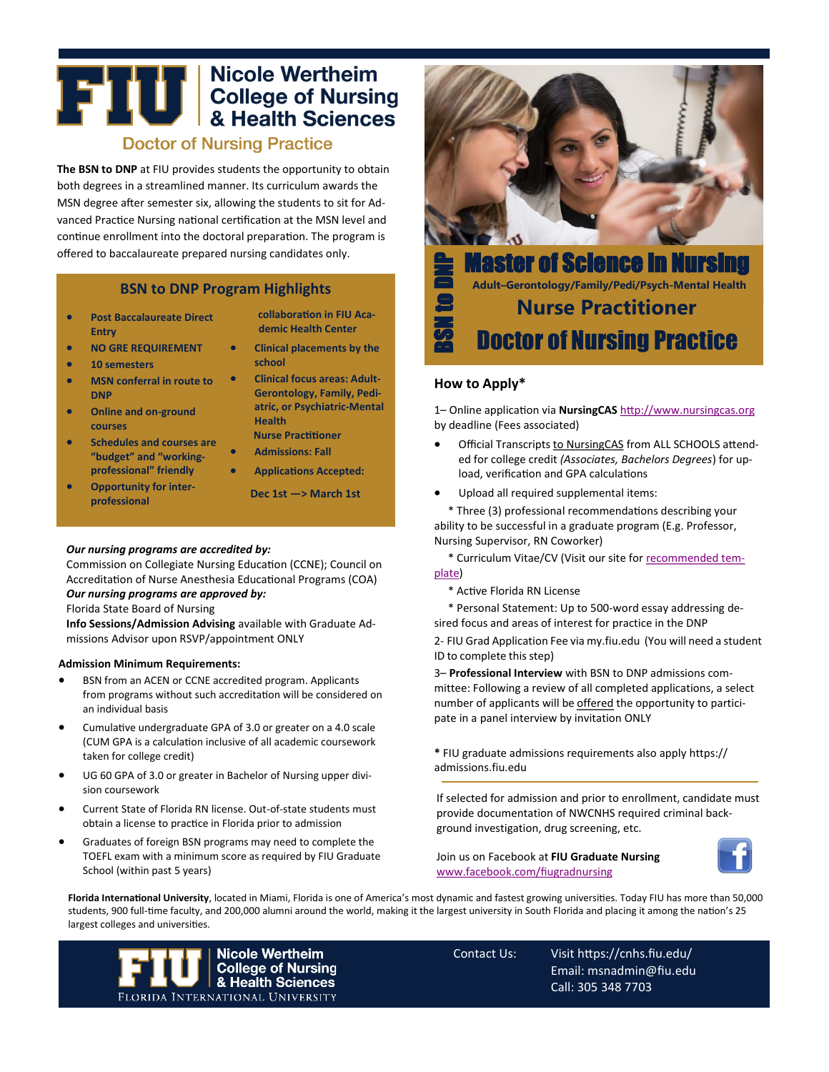# Nicole Wertheim College of Nursing & Health Sciences

## Doctor of Nursing Practice

**The BSN to DNP** at FIU provides students the opportunity to obtain both degrees in a streamlined manner. Its curriculum awards the MSN degree after semester six, allowing the students to sit for Advanced Practice Nursing national certification at the MSN level and continue enrollment into the doctoral preparation. The program is offered to baccalaureate prepared nursing candidates only.

### BSN to DNP Program Highlights

- **Post Baccalaureate Direct Entry**
- **NO GRE REQUIREMENT**
- **10 semesters**
- **MSN conferral in route to DNP**
- **Online and on-ground courses**
- **Schedules and courses are "budget" and "working-professional" friendly**
- **Opportunity for inter-professional collaboration in FIU Academic Health Center**
- **Clinical placements by the school**
- **Clinical focus areas: Adult-Gerontology, Family, Pediatric, or Psychiatric-Mental Health Nurse Practitioner**
- **Admissions: Fall**
- **Applications Accepted: Dec 1st —> March 1st**

***Our nursing programs are accredited by:***
Commission on Collegiate Nursing Education (CCNE); Council on Accreditation of Nurse Anesthesia Educational Programs (COA)
***Our nursing programs are approved by:***
Florida State Board of Nursing
**Info Sessions/Admission Advising** available with Graduate Admissions Advisor upon RSVP/appointment ONLY

**Admission Minimum Requirements:**

- BSN from an ACEN or CCNE accredited program. Applicants from programs without such accreditation will be considered on an individual basis
- Cumulative undergraduate GPA of 3.0 or greater on a 4.0 scale (CUM GPA is a calculation inclusive of all academic coursework taken for college credit)
- UG 60 GPA of 3.0 or greater in Bachelor of Nursing upper division coursework
- Current State of Florida RN license. Out-of-state students must obtain a license to practice in Florida prior to admission
- Graduates of foreign BSN programs may need to complete the TOEFL exam with a minimum score as required by FIU Graduate School (within past 5 years)

## BSN to DNP

## Master of Science in Nursing

**Adult–Gerontology/Family/Pedi/Psych-Mental Health**

## Nurse Practitioner

## Doctor of Nursing Practice

### How to Apply*

1– Online application via **NursingCAS** http://www.nursingcas.org by deadline (Fees associated)

- Official Transcripts to NursingCAS from ALL SCHOOLS attended for college credit *(Associates, Bachelors Degrees)* for upload, verification and GPA calculations
- Upload all required supplemental items:

 * Three (3) professional recommendations describing your ability to be successful in a graduate program (E.g. Professor, Nursing Supervisor, RN Coworker)

 * Curriculum Vitae/CV (Visit our site for recommended template)

 * Active Florida RN License

 * Personal Statement: Up to 500-word essay addressing desired focus and areas of interest for practice in the DNP

2- FIU Grad Application Fee via my.fiu.edu (You will need a student ID to complete this step)

3– **Professional Interview** with BSN to DNP admissions committee: Following a review of all completed applications, a select number of applicants will be offered the opportunity to participate in a panel interview by invitation ONLY

**\*** FIU graduate admissions requirements also apply https://admissions.fiu.edu

If selected for admission and prior to enrollment, candidate must provide documentation of NWCNHS required criminal background investigation, drug screening, etc.

Join us on Facebook at **FIU Graduate Nursing** www.facebook.com/fiugradnursing

**Florida International University**, located in Miami, Florida is one of America's most dynamic and fastest growing universities. Today FIU has more than 50,000 students, 900 full-time faculty, and 200,000 alumni around the world, making it the largest university in South Florida and placing it among the nation's 25 largest colleges and universities.

Nicole Wertheim College of Nursing & Health Sciences
Florida International University

Contact Us:
Visit https://cnhs.fiu.edu/
Email: msnadmin@fiu.edu
Call: 305 348 7703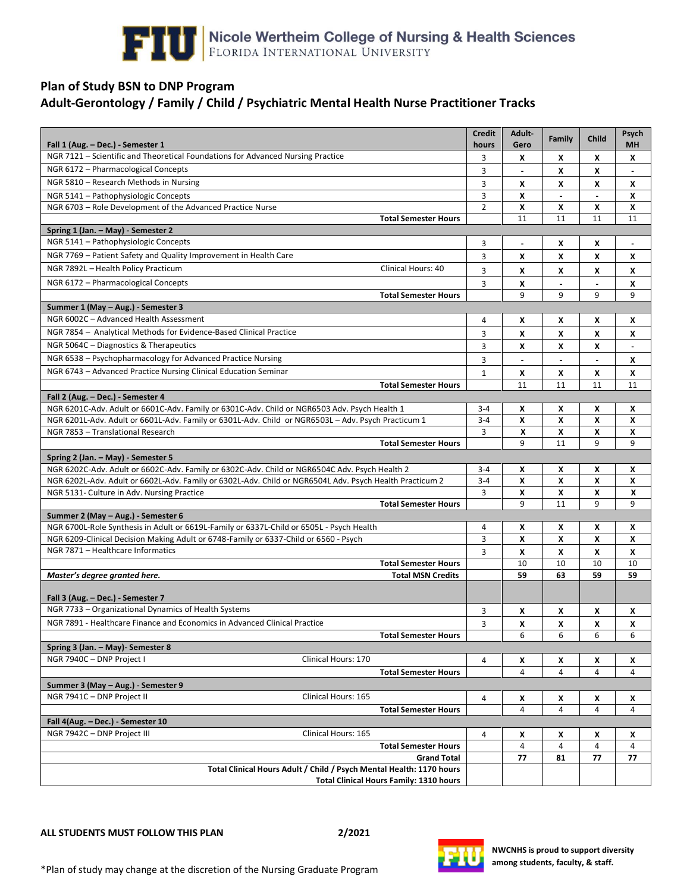## Plan of Study BSN to DNP Program

## Adult-Gerontology / Family / Child / Psychiatric Mental Health Nurse Practitioner Tracks

| Fall 1 (Aug. – Dec.) - Semester 1 | Credit hours | Adult-Gero | Family | Child | Psych MH |
|---|---|---|---|---|---|
| NGR 7121 – Scientific and Theoretical Foundations for Advanced Nursing Practice | 3 | X | X | X | X |
| NGR 6172 – Pharmacological Concepts | 3 | - | X | X | - |
| NGR 5810 – Research Methods in Nursing | 3 | X | X | X | X |
| NGR 5141 – Pathophysiologic Concepts | 3 | X | - | - | X |
| NGR 6703 – Role Development of the Advanced Practice Nurse | 2 | X | X | X | X |
| **Total Semester Hours** | | 11 | 11 | 11 | 11 |
| **Spring 1 (Jan. – May) - Semester 2** | | | | | |
| NGR 5141 – Pathophysiologic Concepts | 3 | - | X | X | - |
| NGR 7769 – Patient Safety and Quality Improvement in Health Care | 3 | X | X | X | X |
| NGR 7892L – Health Policy Practicum — Clinical Hours: 40 | 3 | X | X | X | X |
| NGR 6172 – Pharmacological Concepts | 3 | X | - | - | X |
| **Total Semester Hours** | | 9 | 9 | 9 | 9 |
| **Summer 1 (May – Aug.) - Semester 3** | | | | | |
| NGR 6002C – Advanced Health Assessment | 4 | X | X | X | X |
| NGR 7854 – Analytical Methods for Evidence-Based Clinical Practice | 3 | X | X | X | X |
| NGR 5064C – Diagnostics & Therapeutics | 3 | X | X | X | - |
| NGR 6538 – Psychopharmacology for Advanced Practice Nursing | 3 | - | - | - | X |
| NGR 6743 – Advanced Practice Nursing Clinical Education Seminar | 1 | X | X | X | X |
| **Total Semester Hours** | | 11 | 11 | 11 | 11 |
| **Fall 2 (Aug. – Dec.) - Semester 4** | | | | | |
| NGR 6201C-Adv. Adult or 6601C-Adv. Family or 6301C-Adv. Child or NGR6503 Adv. Psych Health 1 | 3-4 | X | X | X | X |
| NGR 6201L-Adv. Adult or 6601L-Adv. Family or 6301L-Adv. Child or NGR6503L – Adv. Psych Practicum 1 | 3-4 | X | X | X | X |
| NGR 7853 – Translational Research | 3 | X | X | X | X |
| **Total Semester Hours** | | 9 | 11 | 9 | 9 |
| **Spring 2 (Jan. – May) - Semester 5** | | | | | |
| NGR 6202C-Adv. Adult or 6602C-Adv. Family or 6302C-Adv. Child or NGR6504C Adv. Psych Health 2 | 3-4 | X | X | X | X |
| NGR 6202L-Adv. Adult or 6602L-Adv. Family or 6302L-Adv. Child or NGR6504L Adv. Psych Health Practicum 2 | 3-4 | X | X | X | X |
| NGR 5131- Culture in Adv. Nursing Practice | 3 | X | X | X | X |
| **Total Semester Hours** | | 9 | 11 | 9 | 9 |
| **Summer 2 (May – Aug.) - Semester 6** | | | | | |
| NGR 6700L-Role Synthesis in Adult or 6619L-Family or 6337L-Child or 6505L - Psych Health | 4 | X | X | X | X |
| NGR 6209-Clinical Decision Making Adult or 6748-Family or 6337-Child or 6560 - Psych | 3 | X | X | X | X |
| NGR 7871 – Healthcare Informatics | 3 | X | X | X | X |
| **Total Semester Hours** | | 10 | 10 | 10 | 10 |
| ***Master's degree granted here.*** **Total MSN Credits** | | **59** | **63** | **59** | **59** |
| **Fall 3 (Aug. – Dec.) - Semester 7** | | | | | |
| NGR 7733 – Organizational Dynamics of Health Systems | 3 | X | X | X | X |
| NGR 7891 - Healthcare Finance and Economics in Advanced Clinical Practice | 3 | X | X | X | X |
| **Total Semester Hours** | | 6 | 6 | 6 | 6 |
| **Spring 3 (Jan. – May)- Semester 8** | | | | | |
| NGR 7940C – DNP Project I — Clinical Hours: 170 | 4 | X | X | X | X |
| **Total Semester Hours** | | 4 | 4 | 4 | 4 |
| **Summer 3 (May – Aug.) - Semester 9** | | | | | |
| NGR 7941C – DNP Project II — Clinical Hours: 165 | 4 | X | X | X | X |
| **Total Semester Hours** | | 4 | 4 | 4 | 4 |
| **Fall 4(Aug. – Dec.) - Semester 10** | | | | | |
| NGR 7942C – DNP Project III — Clinical Hours: 165 | 4 | X | X | X | X |
| **Total Semester Hours** | | 4 | 4 | 4 | 4 |
| **Grand Total** | | **77** | **81** | **77** | **77** |
| **Total Clinical Hours Adult / Child / Psych Mental Health: 1170 hours** **Total Clinical Hours Family: 1310 hours** | | | | | |

**ALL STUDENTS MUST FOLLOW THIS PLAN** **2/2021**

**NWCNHS is proud to support diversity among students, faculty, & staff.**

*Plan of study may change at the discretion of the Nursing Graduate Program